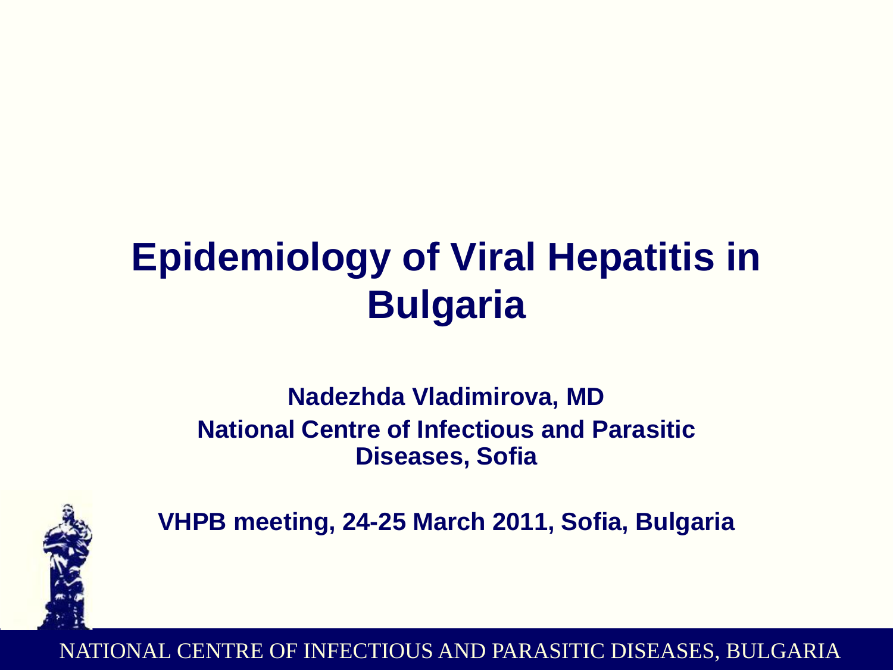# Epidemiology of Viral Hepatitis in Bulgaria

**Nadezhda Vladimirova, MD**
**National Centre of Infectious and Parasitic Diseases, Sofia**

**VHPB meeting, 24-25 March 2011, Sofia, Bulgaria**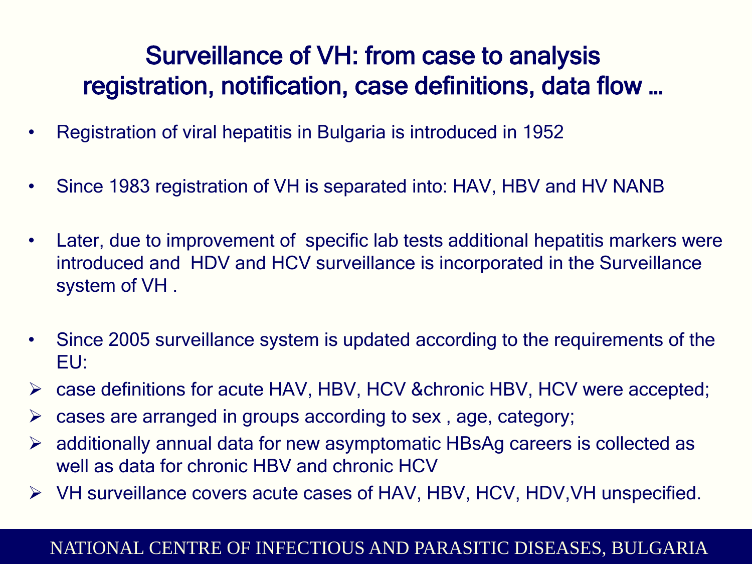# Surveillance of VH: from case to analysis registration, notification, case definitions, data flow …

- Registration of viral hepatitis in Bulgaria is introduced in 1952
- Since 1983 registration of VH is separated into: HAV, HBV and HV NANB
- Later, due to improvement of specific lab tests additional hepatitis markers were introduced and HDV and HCV surveillance is incorporated in the Surveillance system of VH .
- Since 2005 surveillance system is updated according to the requirements of the EU:
  - case definitions for acute HAV, HBV, HCV &chronic HBV, HCV were accepted;
  - cases are arranged in groups according to sex , age, category;
  - additionally annual data for new asymptomatic HBsAg careers is collected as well as data for chronic HBV and chronic HCV
  - VH surveillance covers acute cases of HAV, HBV, HCV, HDV,VH unspecified.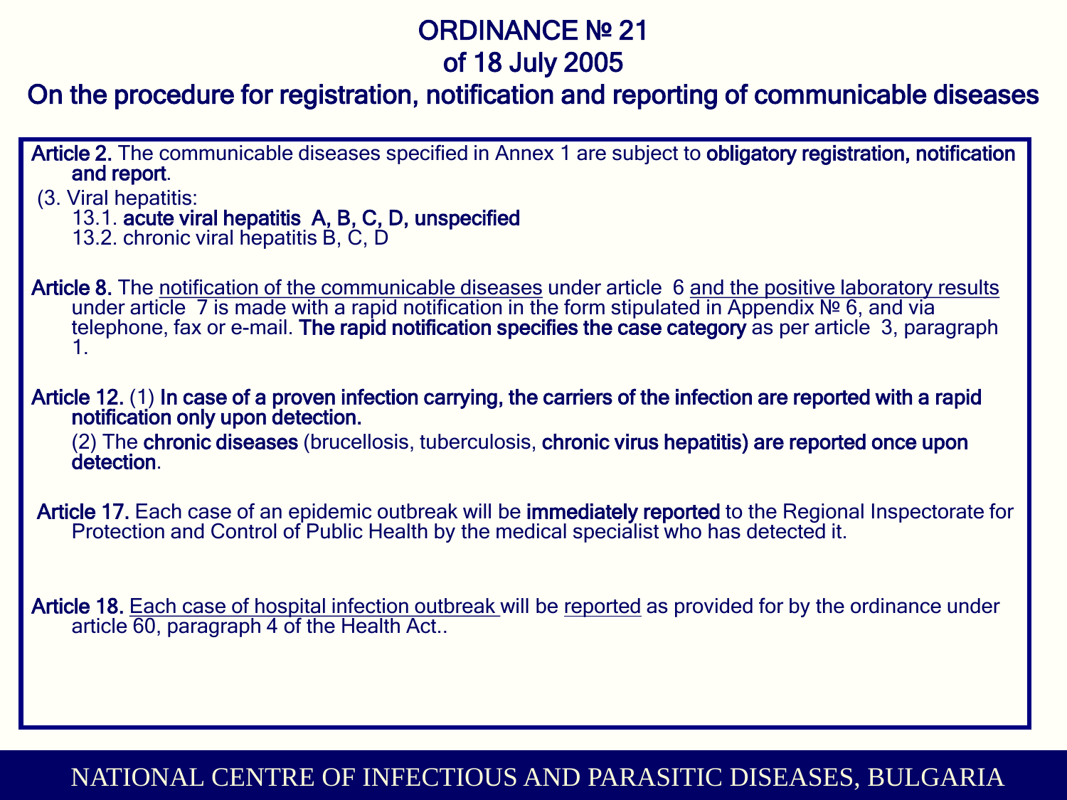# ORDINANCE № 21
# of 18 July 2005
## On the procedure for registration, notification and reporting of communicable diseases

**Article 2.** The communicable diseases specified in Annex 1 are subject to **obligatory registration, notification and report**.

(3. Viral hepatitis:

13.1. **acute viral hepatitis A, B, C, D, unspecified**

13.2. chronic viral hepatitis B, C, D

**Article 8.** The notification of the communicable diseases under article 6 and the positive laboratory results under article 7 is made with a rapid notification in the form stipulated in Appendix № 6, and via telephone, fax or e-mail. **The rapid notification specifies the case category** as per article 3, paragraph 1.

**Article 12.** (1) **In case of a proven infection carrying, the carriers of the infection are reported with a rapid notification only upon detection.**

(2) The **chronic diseases** (brucellosis, tuberculosis, **chronic virus hepatitis) are reported once upon detection**.

**Article 17.** Each case of an epidemic outbreak will be **immediately reported** to the Regional Inspectorate for Protection and Control of Public Health by the medical specialist who has detected it.

**Article 18.** Each case of hospital infection outbreak will be reported as provided for by the ordinance under article 60, paragraph 4 of the Health Act..

NATIONAL CENTRE OF INFECTIOUS AND PARASITIC DISEASES, BULGARIA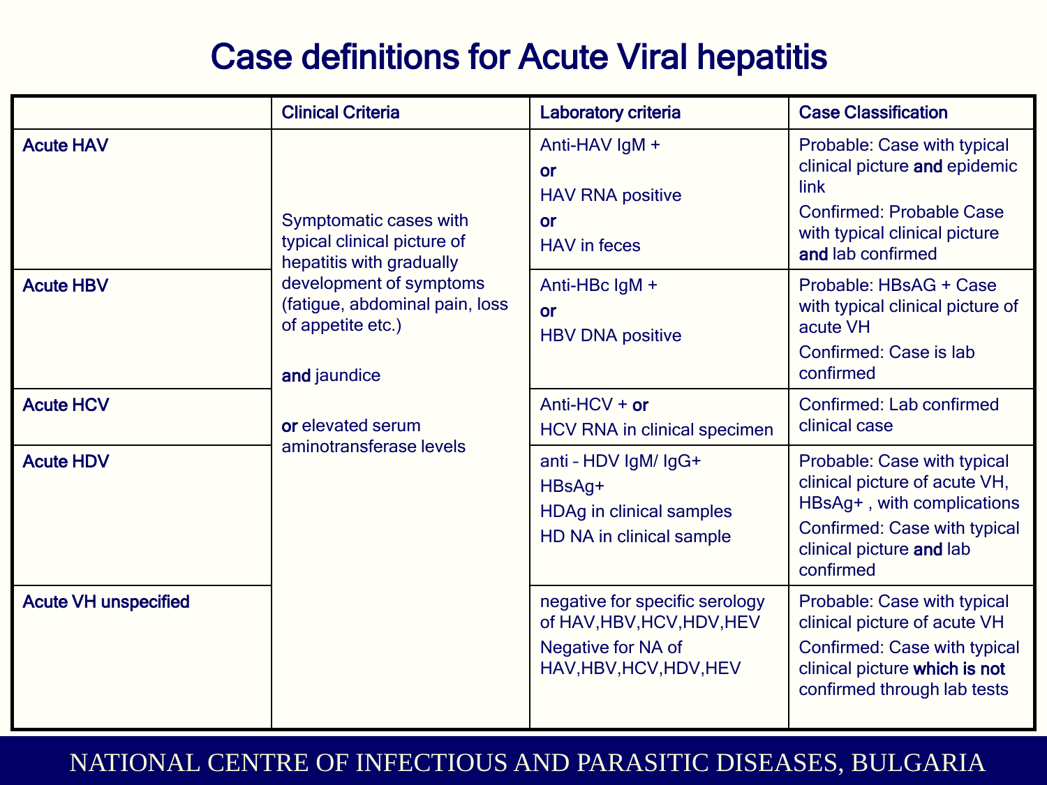# Case definitions for Acute Viral hepatitis

| | Clinical Criteria | Laboratory criteria | Case Classification |
|---|---|---|---|
| **Acute HAV** | Symptomatic cases with typical clinical picture of hepatitis with gradually development of symptoms (fatigue, abdominal pain, loss of appetite etc.) **and** jaundice **or** elevated serum aminotransferase levels | Anti-HAV IgM + **or** HAV RNA positive **or** HAV in feces | Probable: Case with typical clinical picture **and** epidemic link<br>Confirmed: Probable Case with typical clinical picture **and** lab confirmed |
| **Acute HBV** | | Anti-HBc IgM + **or** HBV DNA positive | Probable: HBsAG + Case with typical clinical picture of acute VH<br>Confirmed: Case is lab confirmed |
| **Acute HCV** | | Anti-HCV + **or** HCV RNA in clinical specimen | Confirmed: Lab confirmed clinical case |
| **Acute HDV** | | anti – HDV IgM/ IgG+<br>HBsAg+<br>HDAg in clinical samples<br>HD NA in clinical sample | Probable: Case with typical clinical picture of acute VH, HBsAg+ , with complications<br>Confirmed: Case with typical clinical picture **and** lab confirmed |
| **Acute VH unspecified** | | negative for specific serology of HAV,HBV,HCV,HDV,HEV<br>Negative for NA of HAV,HBV,HCV,HDV,HEV | Probable: Case with typical clinical picture of acute VH<br>Confirmed: Case with typical clinical picture **which is not** confirmed through lab tests |

NATIONAL CENTRE OF INFECTIOUS AND PARASITIC DISEASES, BULGARIA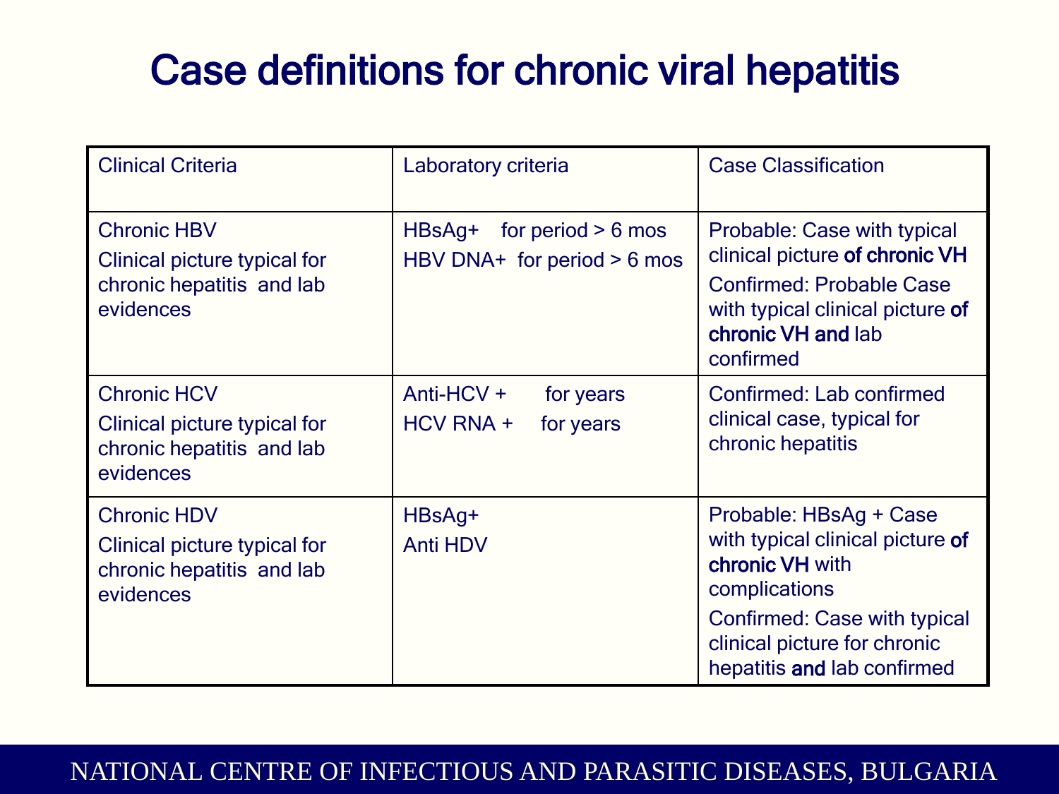# Case definitions for chronic viral hepatitis

| Clinical Criteria | Laboratory criteria | Case Classification |
|---|---|---|
| Chronic HBV<br>Clinical picture typical for chronic hepatitis and lab evidences | HBsAg+ for period > 6 mos<br>HBV DNA+ for period > 6 mos | Probable: Case with typical clinical picture **of chronic VH**<br>Confirmed: Probable Case with typical clinical picture **of chronic VH and** lab confirmed |
| Chronic HCV<br>Clinical picture typical for chronic hepatitis and lab evidences | Anti-HCV + for years<br>HCV RNA + for years | Confirmed: Lab confirmed clinical case, typical for chronic hepatitis |
| Chronic HDV<br>Clinical picture typical for chronic hepatitis and lab evidences | HBsAg+<br>Anti HDV | Probable: HBsAg + Case with typical clinical picture **of chronic VH** with complications<br>Confirmed: Case with typical clinical picture for chronic hepatitis **and** lab confirmed |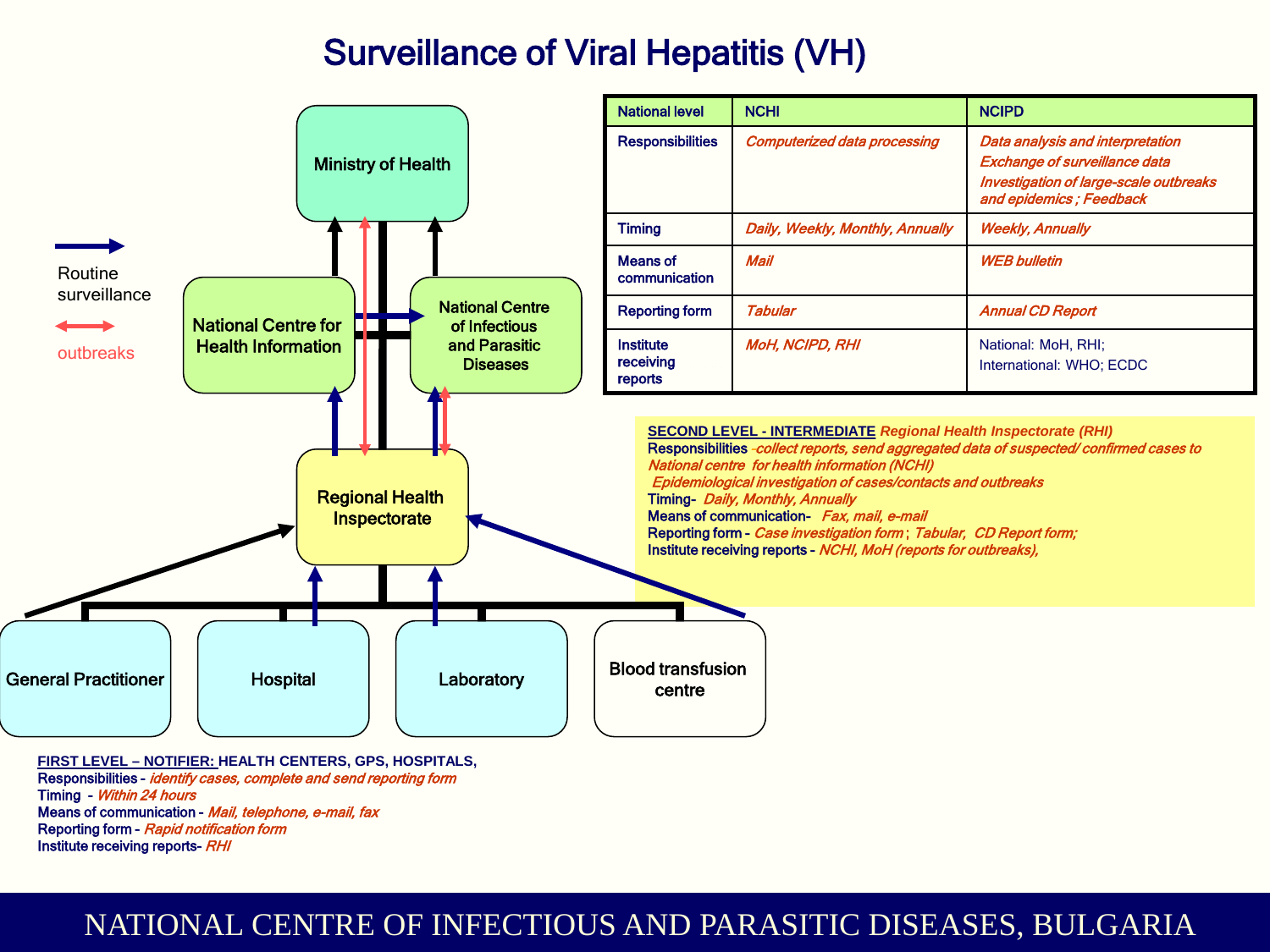# Surveillance of Viral Hepatitis (VH)

Ministry of Health

National Centre for Health Information

National Centre of Infectious and Parasitic Diseases

Regional Health Inspectorate

General Practitioner

Hospital

Laboratory

Blood transfusion centre

Routine surveillance

outbreaks

| National level | NCHI | NCIPD |
| --- | --- | --- |
| Responsibilities | *Computerized data processing* | *Data analysis and interpretation*<br>*Exchange of surveillance data*<br>*Investigation of large-scale outbreaks and epidemics ; Feedback* |
| Timing | *Daily, Weekly, Monthly, Annually* | *Weekly, Annually* |
| Means of communication | *Mail* | *WEB bulletin* |
| Reporting form | *Tabular* | *Annual CD Report* |
| Institute receiving reports | *MoH, NCIPD, RHI* | National: MoH, RHI;<br>International: WHO; ECDC |

**SECOND LEVEL - INTERMEDIATE** *Regional Health Inspectorate (RHI)*

Responsibilities -*collect reports, send aggregated data of suspected/ confirmed cases to National centre for health information (NCHI)*

*Epidemiological investigation of cases/contacts and outbreaks*

Timing- *Daily, Monthly, Annually*

Means of communication- *Fax, mail, e-mail*

Reporting form - *Case investigation form*; *Tabular, CD Report form;*

Institute receiving reports - *NCHI, MoH (reports for outbreaks),*

**FIRST LEVEL – NOTIFIER:** HEALTH CENTERS, GPS, HOSPITALS,

Responsibilities - *identify cases, complete and send reporting form*

Timing - *Within 24 hours*

Means of communication - *Mail, telephone, e-mail, fax*

Reporting form - *Rapid notification form*

Institute receiving reports- *RHI*

NATIONAL CENTRE OF INFECTIOUS AND PARASITIC DISEASES, BULGARIA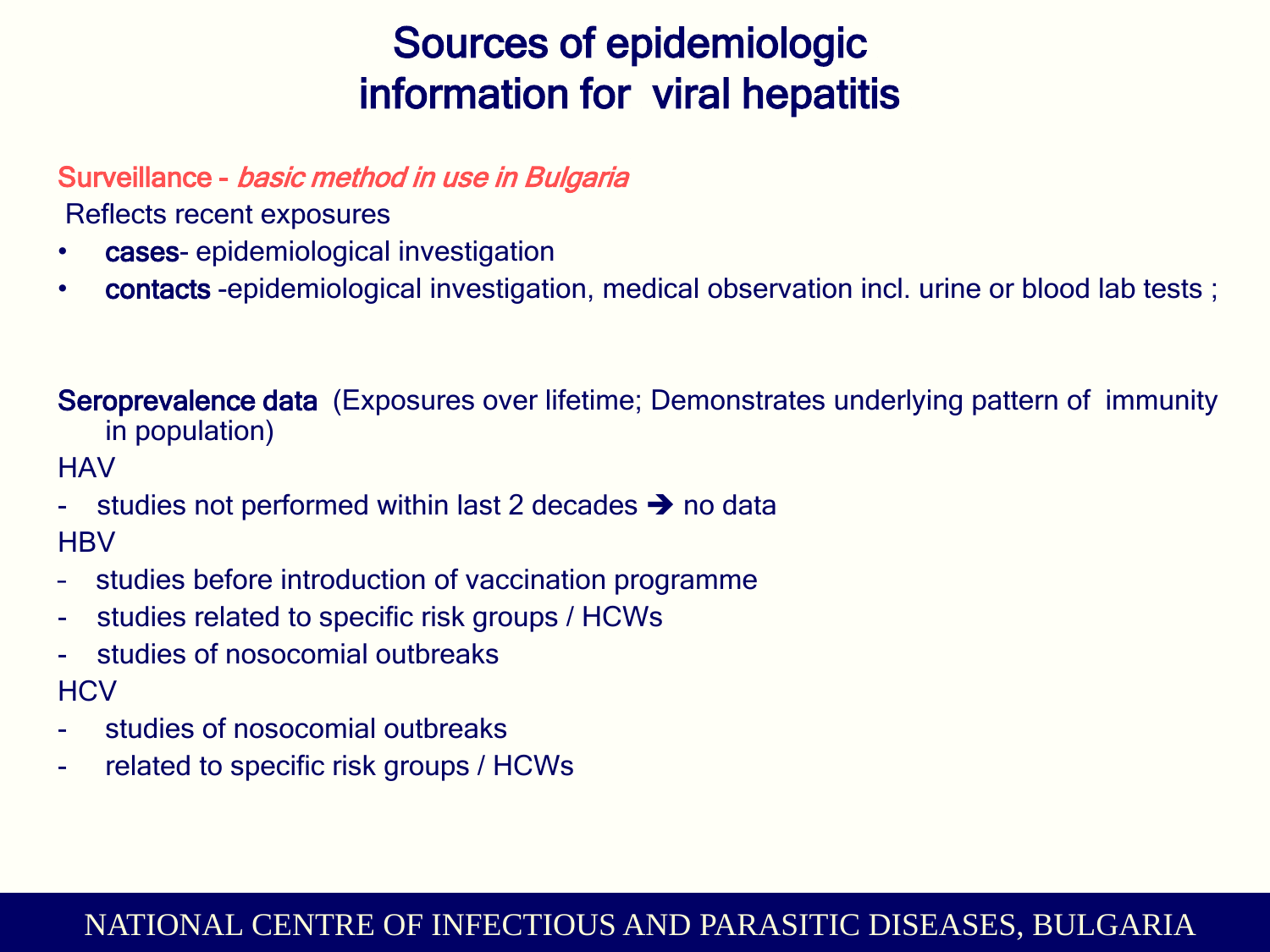# Sources of epidemiologic information for viral hepatitis

**Surveillance** - *basic method in use in Bulgaria*

Reflects recent exposures

- **cases**- epidemiological investigation
- **contacts** -epidemiological investigation, medical observation incl. urine or blood lab tests ;

**Seroprevalence data** (Exposures over lifetime; Demonstrates underlying pattern of immunity in population)

HAV

- studies not performed within last 2 decades ➔ no data

HBV

- studies before introduction of vaccination programme
- studies related to specific risk groups / HCWs
- studies of nosocomial outbreaks

HCV

- studies of nosocomial outbreaks
- related to specific risk groups / HCWs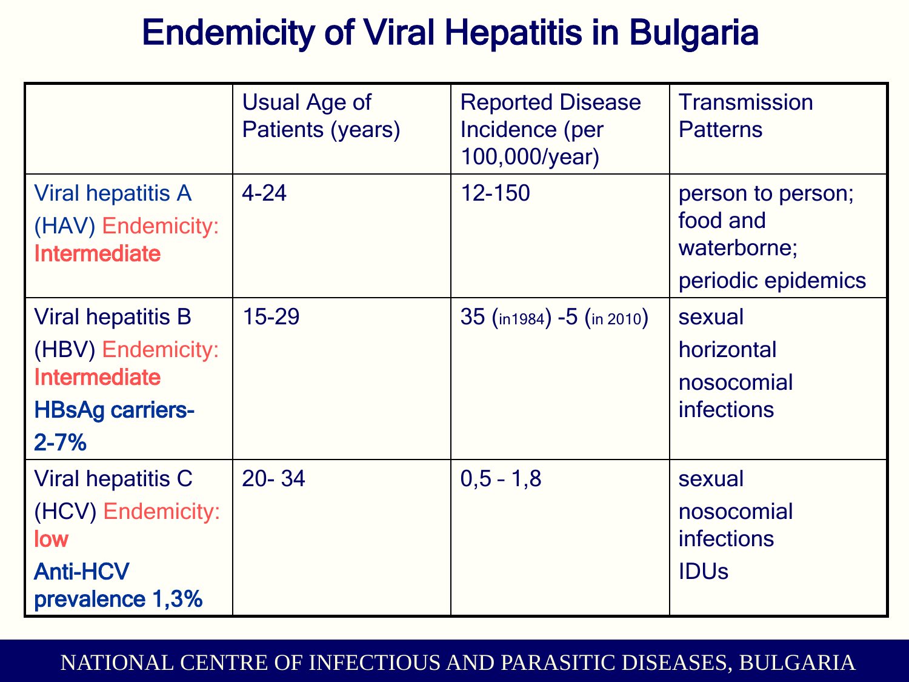# Endemicity of Viral Hepatitis in Bulgaria

| | Usual Age of Patients (years) | Reported Disease Incidence (per 100,000/year) | Transmission Patterns |
|---|---|---|---|
| Viral hepatitis A (HAV) Endemicity: **Intermediate** | 4-24 | 12-150 | person to person; food and waterborne; periodic epidemics |
| Viral hepatitis B (HBV) Endemicity: **Intermediate** **HBsAg carriers- 2-7%** | 15-29 | 35 (in1984) -5 (in 2010) | sexual horizontal nosocomial infections |
| Viral hepatitis C (HCV) Endemicity: **low** **Anti-HCV prevalence 1,3%** | 20- 34 | 0,5 - 1,8 | sexual nosocomial infections IDUs |

NATIONAL CENTRE OF INFECTIOUS AND PARASITIC DISEASES, BULGARIA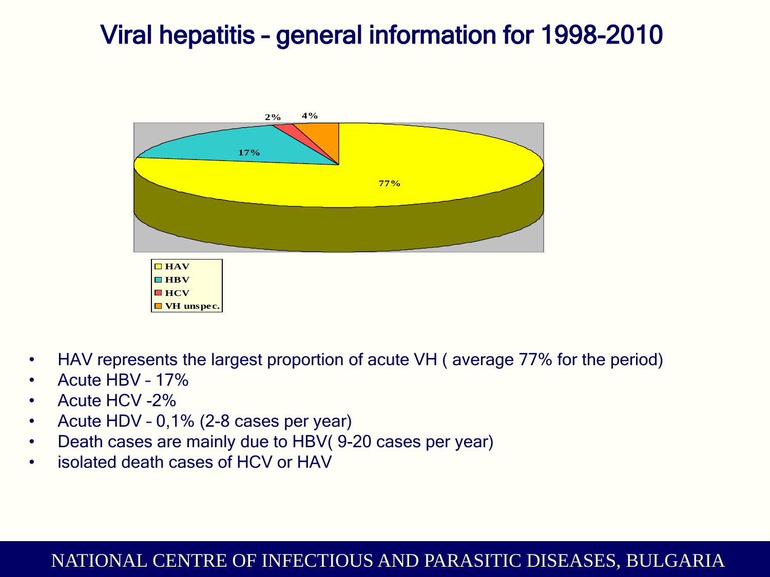# Viral hepatitis – general information for 1998-2010

- HAV represents the largest proportion of acute VH ( average 77% for the period)
- Acute HBV – 17%
- Acute HCV -2%
- Acute HDV – 0,1% (2-8 cases per year)
- Death cases are mainly due to HBV( 9-20 cases per year)
- isolated death cases of HCV or HAV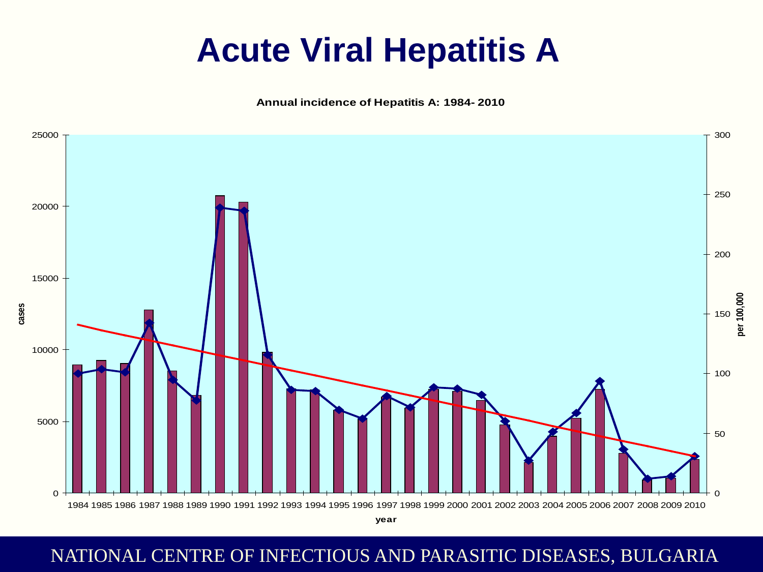# Acute Viral Hepatitis A

**Annual incidence of Hepatitis A: 1984- 2010**

NATIONAL CENTRE OF INFECTIOUS AND PARASITIC DISEASES, BULGARIA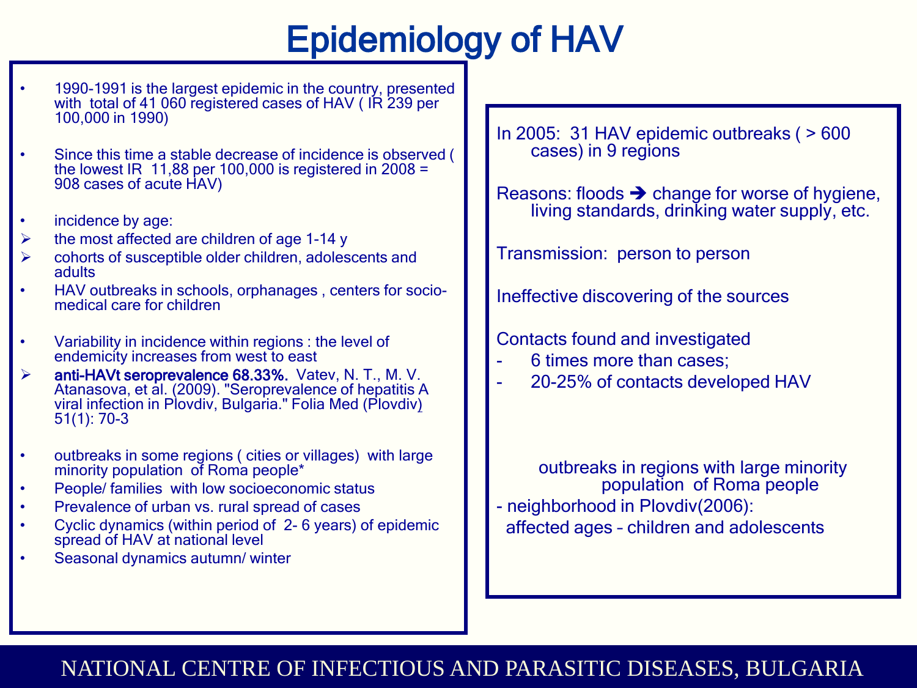# Epidemiology of HAV

- 1990-1991 is the largest epidemic in the country, presented with total of 41 060 registered cases of HAV ( IR 239 per 100,000 in 1990)
- Since this time a stable decrease of incidence is observed ( the lowest IR 11,88 per 100,000 is registered in 2008 = 908 cases of acute HAV)
- incidence by age:
  - the most affected are children of age 1-14 y
  - cohorts of susceptible older children, adolescents and adults
- HAV outbreaks in schools, orphanages , centers for socio-medical care for children
- Variability in incidence within regions : the level of endemicity increases from west to east
  - **anti-HAVt seroprevalence 68.33%.** Vatev, N. T., M. V. Atanasova, et al. (2009). "Seroprevalence of hepatitis A viral infection in Plovdiv, Bulgaria." Folia Med (Plovdiv) 51(1): 70-3
- outbreaks in some regions ( cities or villages) with large minority population of Roma people*
- People/ families with low socioeconomic status
- Prevalence of urban vs. rural spread of cases
- Cyclic dynamics (within period of 2- 6 years) of epidemic spread of HAV at national level
- Seasonal dynamics autumn/ winter

In 2005: 31 HAV epidemic outbreaks ( > 600 cases) in 9 regions

Reasons: floods ➔ change for worse of hygiene, living standards, drinking water supply, etc.

Transmission: person to person

Ineffective discovering of the sources

Contacts found and investigated
- 6 times more than cases;
- 20-25% of contacts developed HAV

outbreaks in regions with large minority population of Roma people
- neighborhood in Plovdiv(2006): affected ages – children and adolescents

NATIONAL CENTRE OF INFECTIOUS AND PARASITIC DISEASES, BULGARIA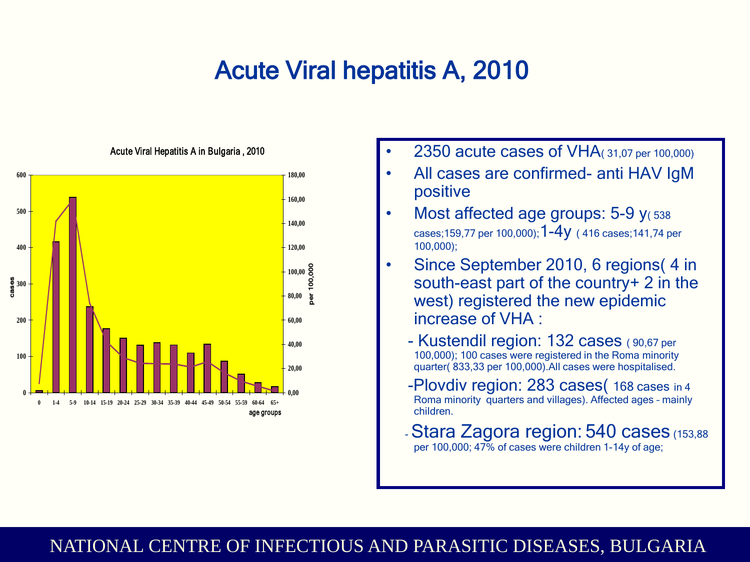# Acute Viral hepatitis A, 2010

Acute Viral Hepatitis A in Bulgaria , 2010

- 2350 acute cases of VHA( 31,07 per 100,000)
- All cases are confirmed- anti HAV IgM positive
- Most affected age groups: 5-9 y( 538 cases;159,77 per 100,000);1-4y ( 416 cases;141,74 per 100,000);
- Since September 2010, 6 regions( 4 in south-east part of the country+ 2 in the west) registered the new epidemic increase of VHA :

  - Kustendil region: 132 cases ( 90,67 per 100,000); 100 cases were registered in the Roma minority quarter( 833,33 per 100,000).All cases were hospitalised.

  -Plovdiv region: 283 cases( 168 cases in 4 Roma minority quarters and villages). Affected ages – mainly children.

  - Stara Zagora region: 540 cases (153,88 per 100,000; 47% of cases were children 1-14y of age;

NATIONAL CENTRE OF INFECTIOUS AND PARASITIC DISEASES, BULGARIA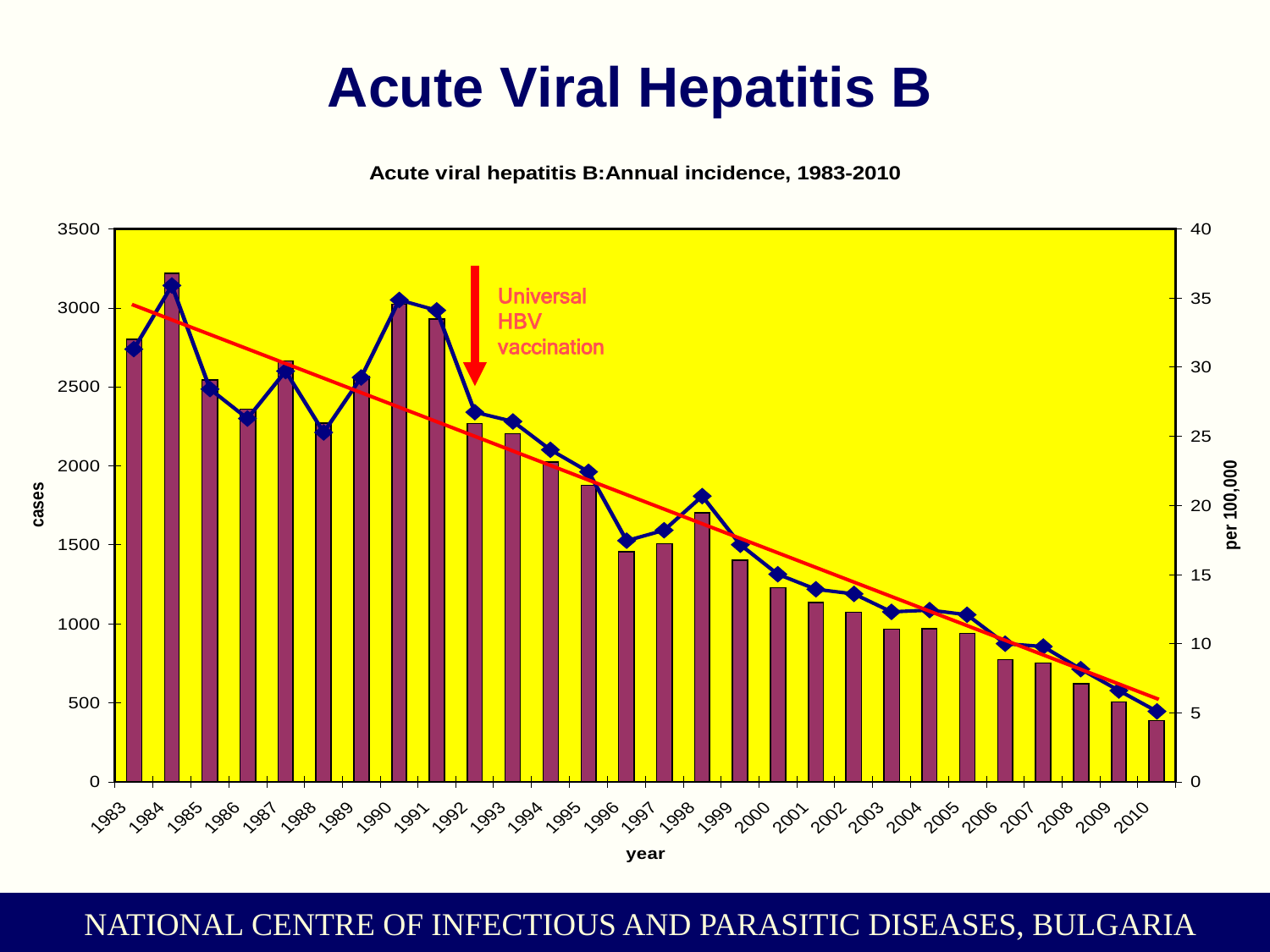# Acute Viral Hepatitis B

**Acute viral hepatitis B:Annual incidence, 1983-2010**

Universal HBV vaccination

cases

per 100,000

year

1983 1984 1985 1986 1987 1988 1989 1990 1991 1992 1993 1994 1995 1996 1997 1998 1999 2000 2001 2002 2003 2004 2005 2006 2007 2008 2009 2010

NATIONAL CENTRE OF INFECTIOUS AND PARASITIC DISEASES, BULGARIA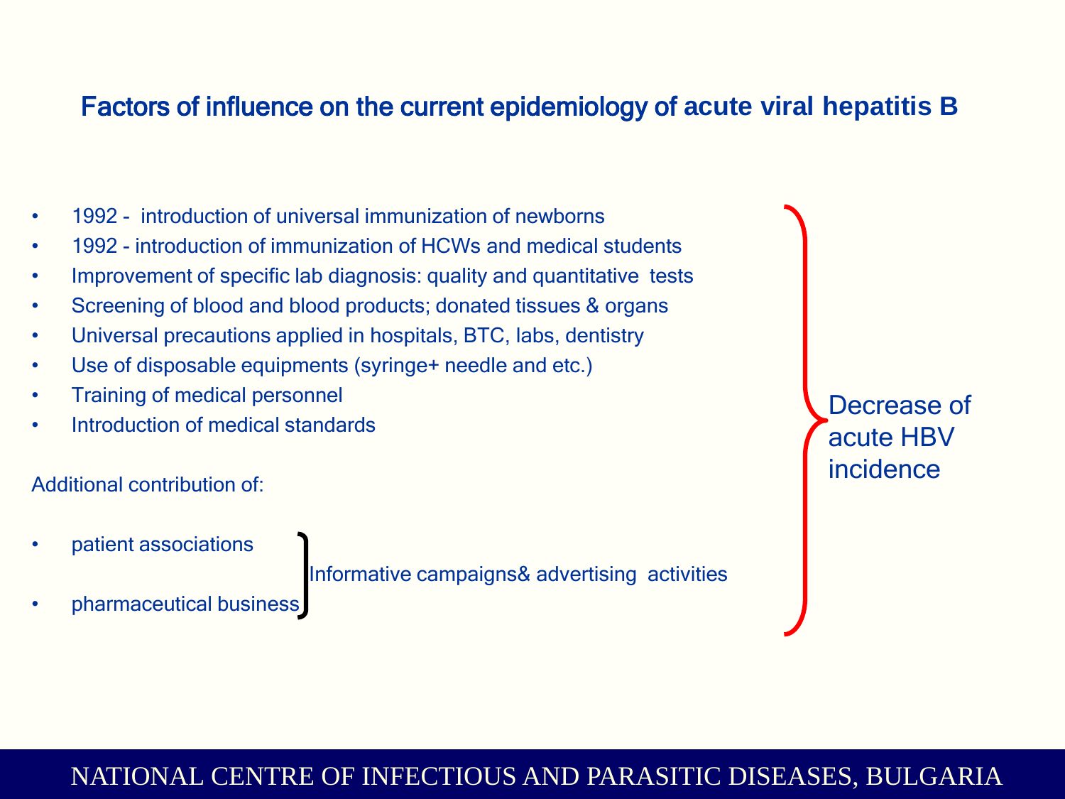## Factors of influence on the current epidemiology of acute viral hepatitis B

- 1992 - introduction of universal immunization of newborns
- 1992 - introduction of immunization of HCWs and medical students
- Improvement of specific lab diagnosis: quality and quantitative tests
- Screening of blood and blood products; donated tissues & organs
- Universal precautions applied in hospitals, BTC, labs, dentistry
- Use of disposable equipments (syringe+ needle and etc.)
- Training of medical personnel
- Introduction of medical standards

Additional contribution of:

- patient associations
- pharmaceutical business

Informative campaigns& advertising activities

Decrease of acute HBV incidence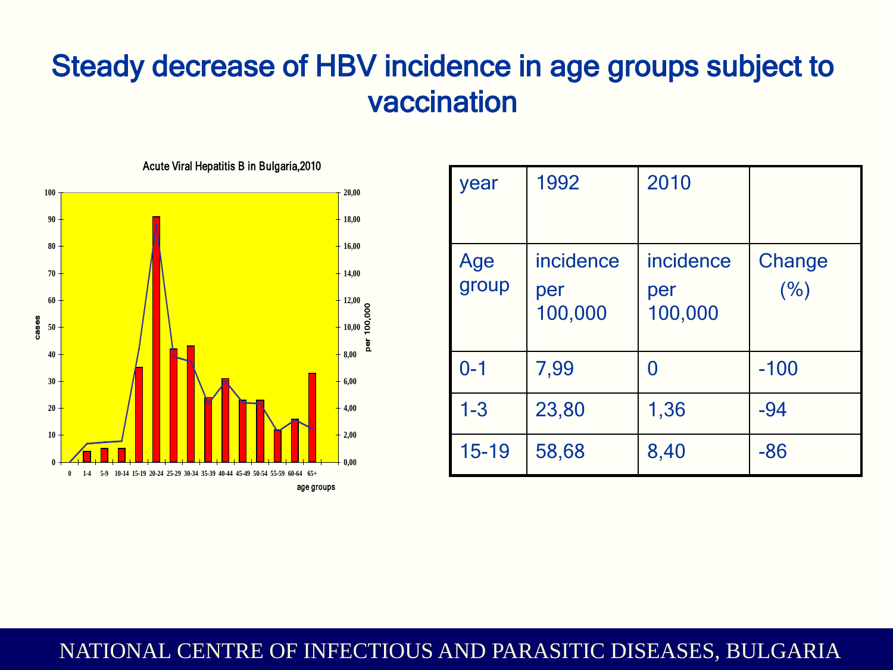# Steady decrease of HBV incidence in age groups subject to vaccination

Acute Viral Hepatitis B in Bulgaria,2010

| year | 1992 | 2010 | |
|---|---|---|---|
| Age group | incidence per 100,000 | incidence per 100,000 | Change (%) |
| 0-1 | 7,99 | 0 | -100 |
| 1-3 | 23,80 | 1,36 | -94 |
| 15-19 | 58,68 | 8,40 | -86 |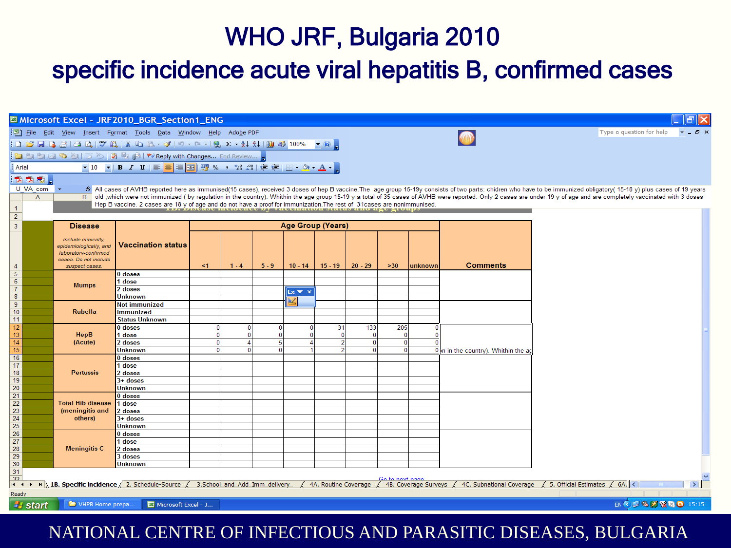# WHO JRF, Bulgaria 2010

## specific incidence acute viral hepatitis B, confirmed cases

All cases of AVHB reported here as immunised(15 cases), received 3 doses of hep B vaccine.The age group 15-19y consists of two parts: chidren who have to be immunized obligatory( 15-18 y) plus cases of 19 years old ,which were not immunized ( by regulation in the country). Whithin the age group 15-19 y a total of 35 cases of AVHB were reported. Only 2 cases are under 19 y of age and are completely vaccinated with 3 doses Hep B vaccine. 2 cases are 18 y of age and do not have a proof for immunization.The rest of 31cases are nonimmunised.

| Disease (Include clinically, epidemiologically, and laboratory-confirmed cases. Do not include suspect cases.) | Vaccination status | Age Group (Years) | | | | | | | | Comments |
|---|---|---|---|---|---|---|---|---|---|---|
| | | <1 | 1 - 4 | 5 - 9 | 10 - 14 | 15 - 19 | 20 - 29 | >30 | unknown | |
| Mumps | 0 doses | | | | | | | | | |
| | 1 dose | | | | | | | | | |
| | 2 doses | | | | | | | | | |
| | Unknown | | | | | | | | | |
| Rubella | Not immunized | | | | | | | | | |
| | Immunized | | | | | | | | | |
| | Status Unknown | | | | | | | | | |
| HepB (Acute) | 0 doses | 0 | 0 | 0 | 0 | 31 | 133 | 205 | 0 | |
| | 1 dose | 0 | 0 | 0 | 0 | 0 | 0 | 0 | 0 | |
| | 2 doses | 0 | 4 | 5 | 4 | 2 | 0 | 0 | 0 | |
| | Unknown | 0 | 0 | 0 | 1 | 2 | 0 | 0 | 0 | n in the country). Whithin the ag |
| Pertussis | 0 doses | | | | | | | | | |
| | 1 dose | | | | | | | | | |
| | 2 doses | | | | | | | | | |
| | 3+ doses | | | | | | | | | |
| | Unknown | | | | | | | | | |
| Total Hib disease (meningitis and others) | 0 doses | | | | | | | | | |
| | 1 dose | | | | | | | | | |
| | 2 doses | | | | | | | | | |
| | 3+ doses | | | | | | | | | |
| | Unknown | | | | | | | | | |
| Meningitis C | 0 doses | | | | | | | | | |
| | 1 dose | | | | | | | | | |
| | 2 doses | | | | | | | | | |
| | 3 doses | | | | | | | | | |
| | Unknown | | | | | | | | | |

NATIONAL CENTRE OF INFECTIOUS AND PARASITIC DISEASES, BULGARIA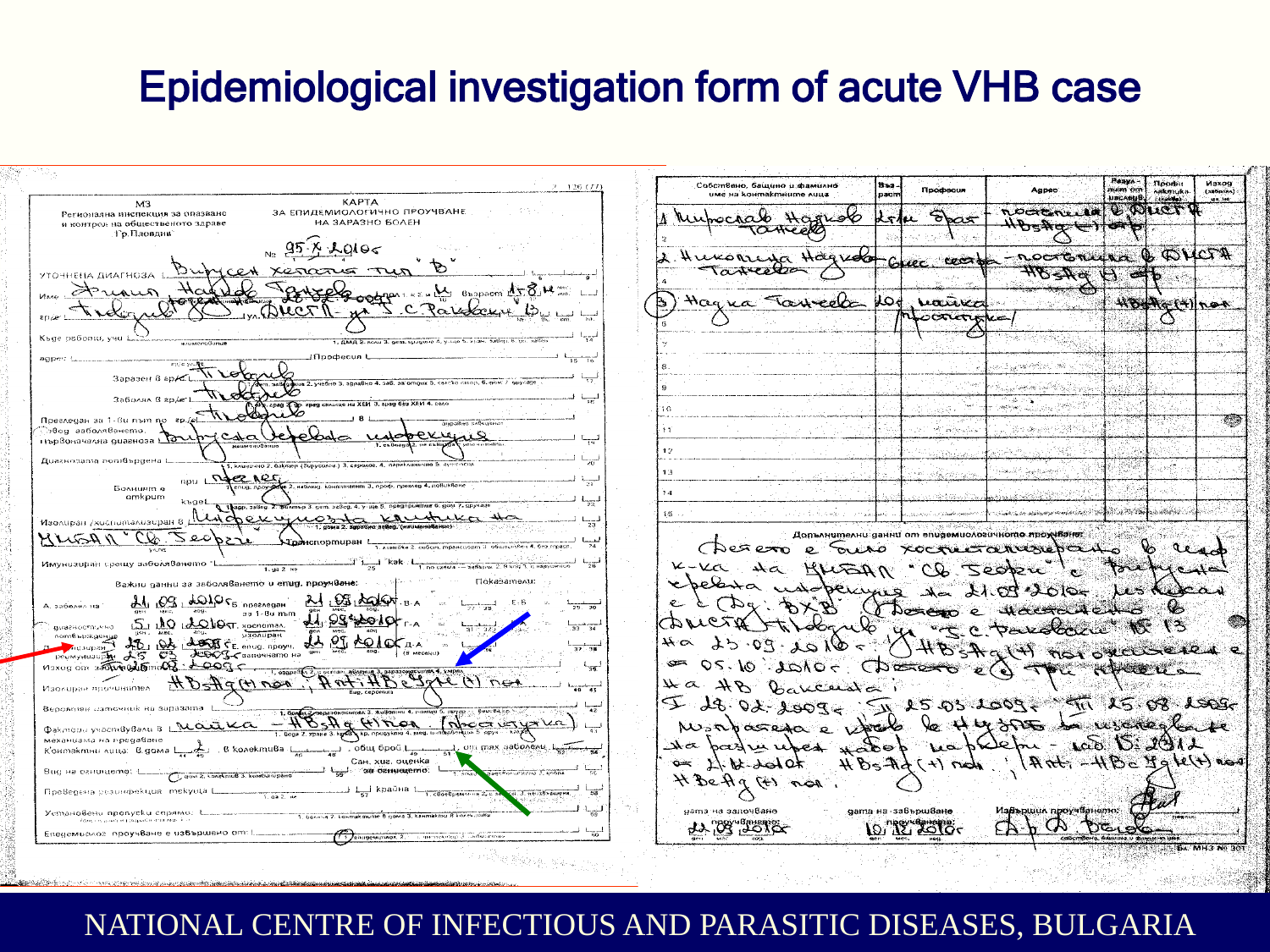# Epidemiological investigation form of acute VHB case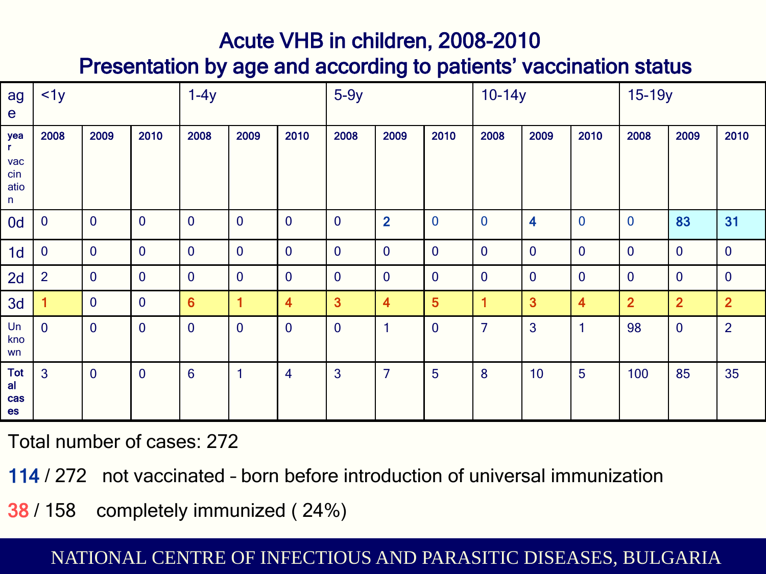# Acute VHB in children, 2008-2010
## Presentation by age and according to patients' vaccination status

| age | <1y | | | 1-4y | | | 5-9y | | | 10-14y | | | 15-19y | | |
|---|---|---|---|---|---|---|---|---|---|---|---|---|---|---|---|
| year vaccination | 2008 | 2009 | 2010 | 2008 | 2009 | 2010 | 2008 | 2009 | 2010 | 2008 | 2009 | 2010 | 2008 | 2009 | 2010 |
| 0d | 0 | 0 | 0 | 0 | 0 | 0 | 0 | **2** | 0 | 0 | **4** | 0 | 0 | **83** | **31** |
| 1d | 0 | 0 | 0 | 0 | 0 | 0 | 0 | 0 | 0 | 0 | 0 | 0 | 0 | 0 | 0 |
| 2d | 2 | 0 | 0 | 0 | 0 | 0 | 0 | 0 | 0 | 0 | 0 | 0 | 0 | 0 | 0 |
| 3d | 1 | 0 | 0 | **6** | **1** | **4** | **3** | **4** | **5** | **1** | **3** | **4** | **2** | **2** | **2** |
| Unknown | 0 | 0 | 0 | 0 | 0 | 0 | 0 | 1 | 0 | 7 | 3 | 1 | 98 | 0 | 2 |
| **Total cases** | 3 | 0 | 0 | 6 | 1 | 4 | 3 | 7 | 5 | 8 | 10 | 5 | 100 | 85 | 35 |

Total number of cases: 272

**114** / 272 not vaccinated – born before introduction of universal immunization

**38** / 158 completely immunized ( 24%)

NATIONAL CENTRE OF INFECTIOUS AND PARASITIC DISEASES, BULGARIA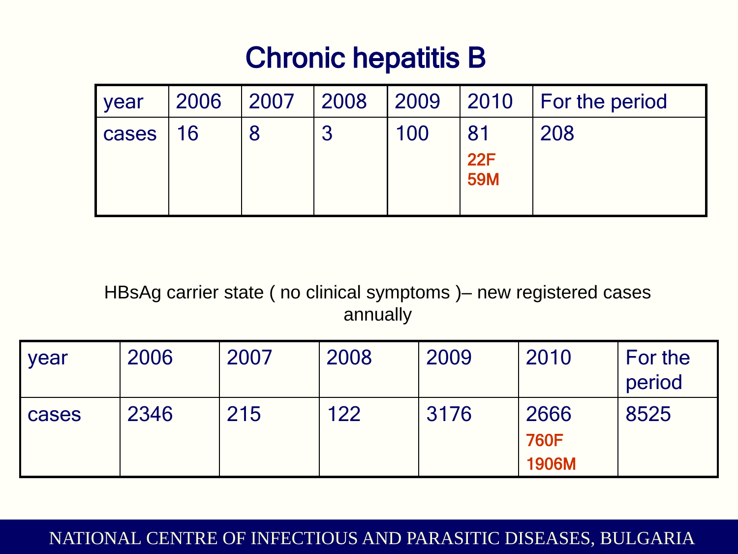# Chronic hepatitis B

| year | 2006 | 2007 | 2008 | 2009 | 2010 | For the period |
|---|---|---|---|---|---|---|
| cases | 16 | 8 | 3 | 100 | 81<br>22F<br>59M | 208 |

HBsAg carrier state ( no clinical symptoms )– new registered cases annually

| year | 2006 | 2007 | 2008 | 2009 | 2010 | For the period |
|---|---|---|---|---|---|---|
| cases | 2346 | 215 | 122 | 3176 | 2666<br>760F<br>1906M | 8525 |

NATIONAL CENTRE OF INFECTIOUS AND PARASITIC DISEASES, BULGARIA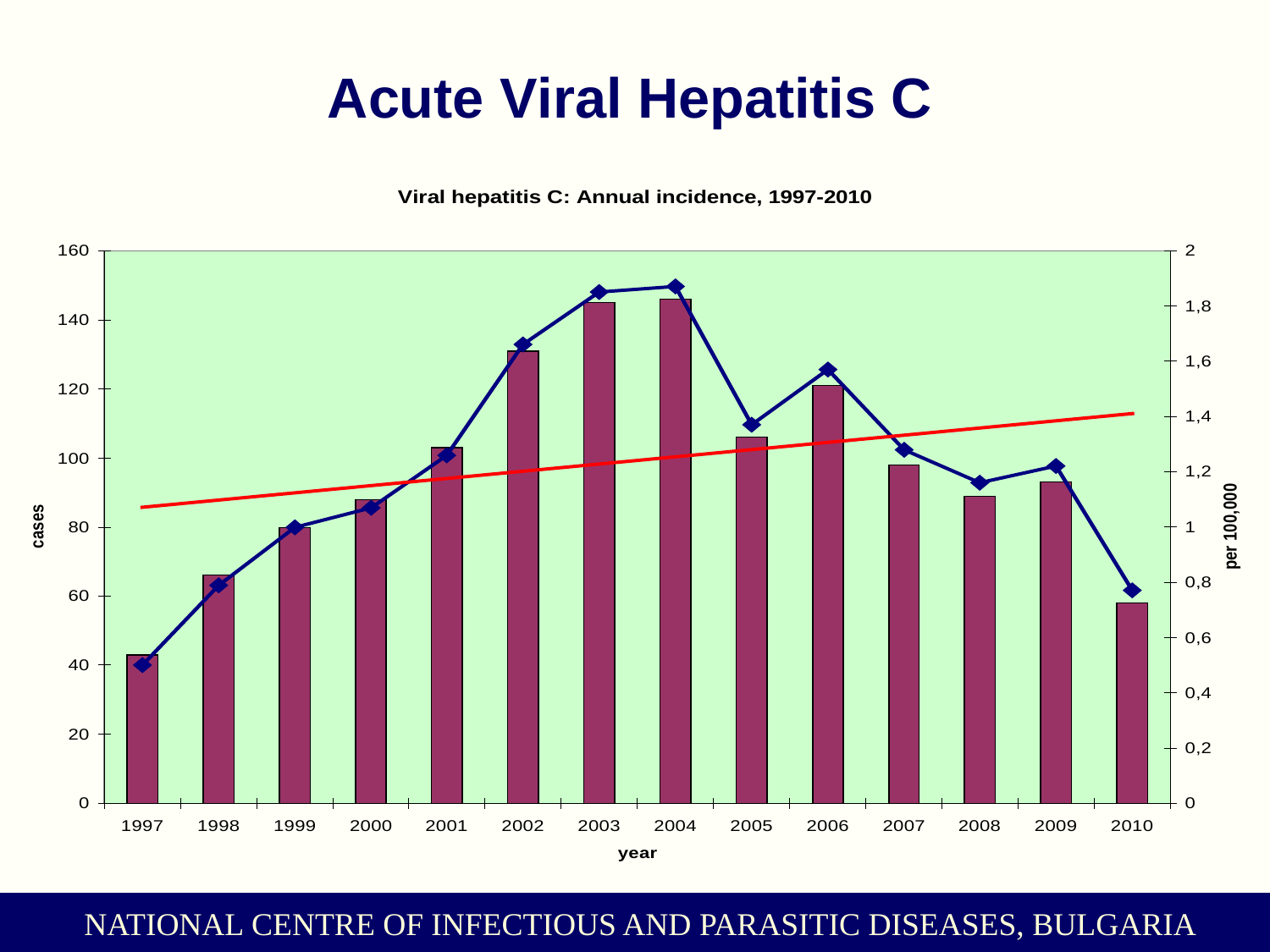# Acute Viral Hepatitis C

**Viral hepatitis C: Annual incidence, 1997-2010**

cases

per 100,000

year

1997 1998 1999 2000 2001 2002 2003 2004 2005 2006 2007 2008 2009 2010

NATIONAL CENTRE OF INFECTIOUS AND PARASITIC DISEASES, BULGARIA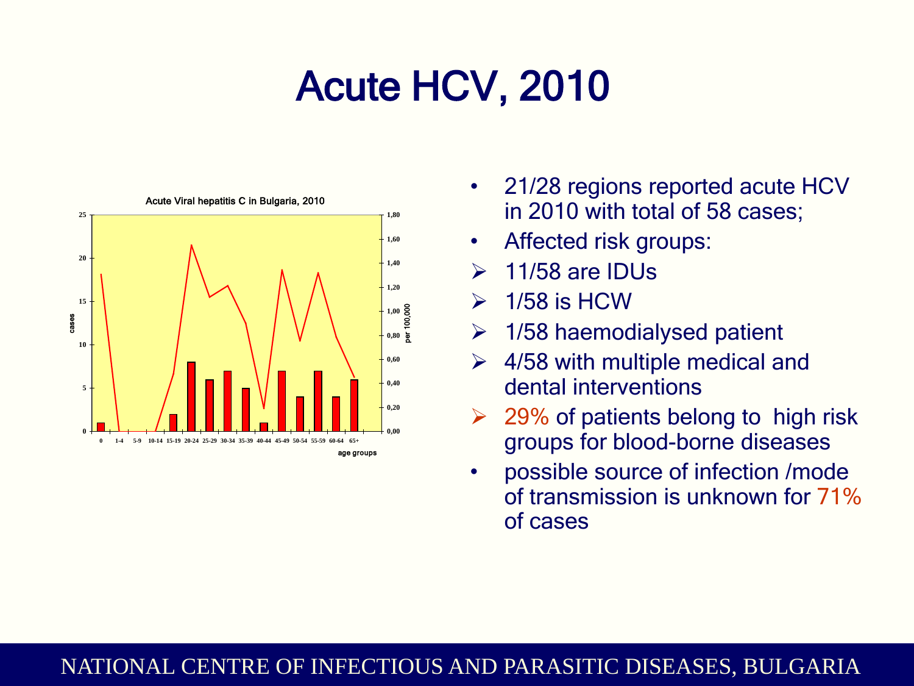# Acute HCV, 2010

Acute Viral hepatitis C in Bulgaria, 2010

- 21/28 regions reported acute HCV in 2010 with total of 58 cases;
- Affected risk groups:
  - 11/58 are IDUs
  - 1/58 is HCW
  - 1/58 haemodialysed patient
  - 4/58 with multiple medical and dental interventions
  - 29% of patients belong to high risk groups for blood-borne diseases
- possible source of infection /mode of transmission is unknown for 71% of cases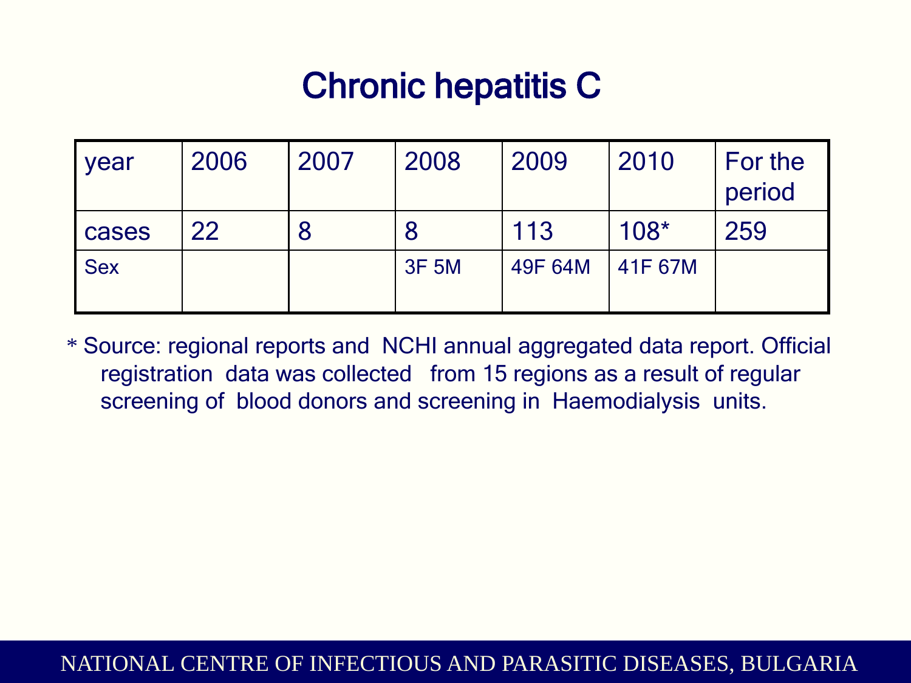# Chronic hepatitis C

| year | 2006 | 2007 | 2008 | 2009 | 2010 | For the period |
|---|---|---|---|---|---|---|
| cases | 22 | 8 | 8 | 113 | 108* | 259 |
| Sex | | | 3F 5M | 49F 64M | 41F 67M | |

* Source: regional reports and NCHI annual aggregated data report. Official registration data was collected from 15 regions as a result of regular screening of blood donors and screening in Haemodialysis units.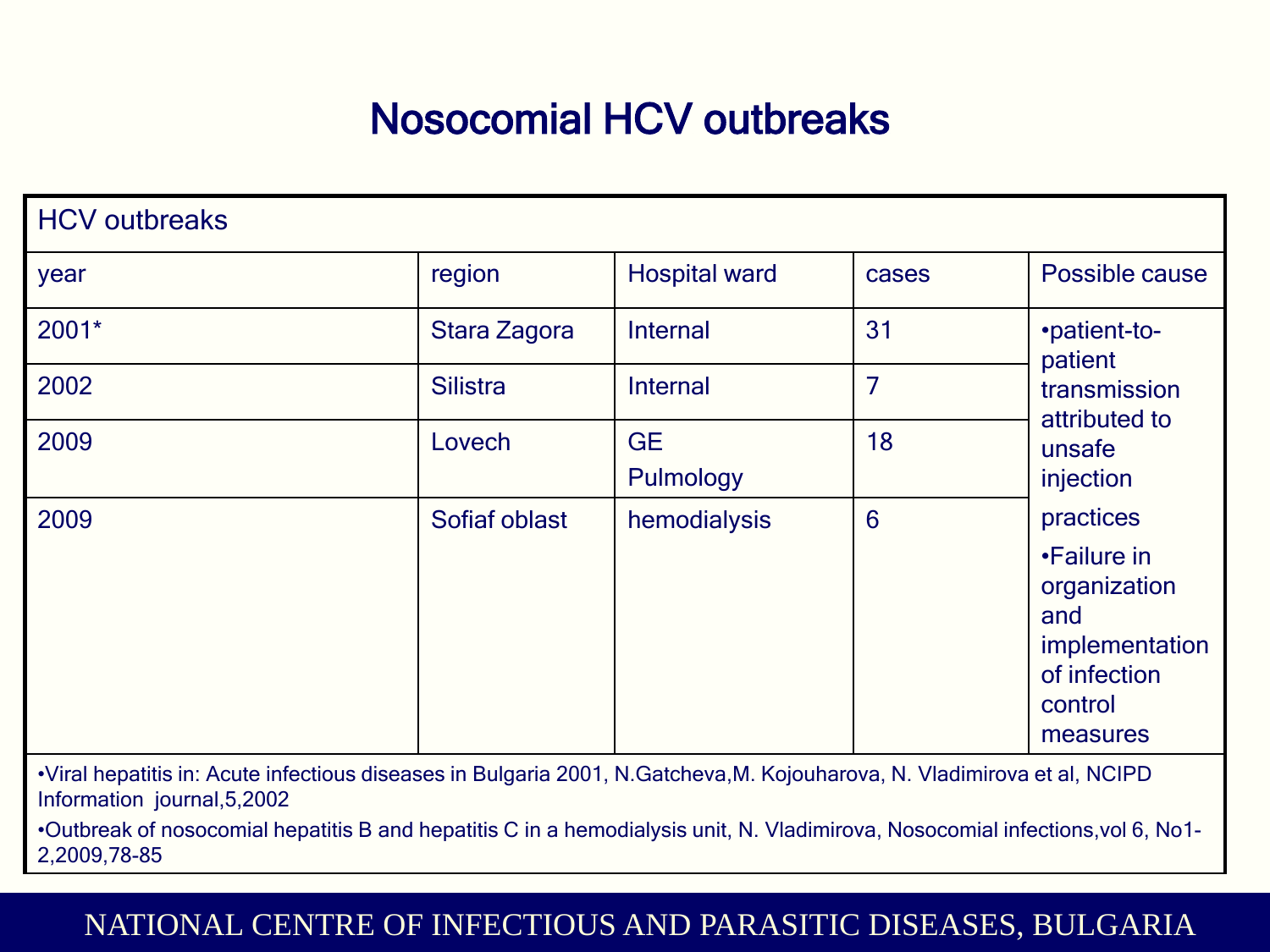# Nosocomial HCV outbreaks

| HCV outbreaks | | | | |
|---|---|---|---|---|
| year | region | Hospital ward | cases | Possible cause |
| 2001* | Stara Zagora | Internal | 31 | •patient-to-patient transmission attributed to unsafe injection practices<br>•Failure in organization and implementation of infection control measures |
| 2002 | Silistra | Internal | 7 | |
| 2009 | Lovech | GE<br>Pulmology | 18 | |
| 2009 | Sofiaf oblast | hemodialysis | 6 | |

•Viral hepatitis in: Acute infectious diseases in Bulgaria 2001, N.Gatcheva,M. Kojouharova, N. Vladimirova et al, NCIPD Information journal,5,2002

•Outbreak of nosocomial hepatitis B and hepatitis C in a hemodialysis unit, N. Vladimirova, Nosocomial infections,vol 6, No1-2,2009,78-85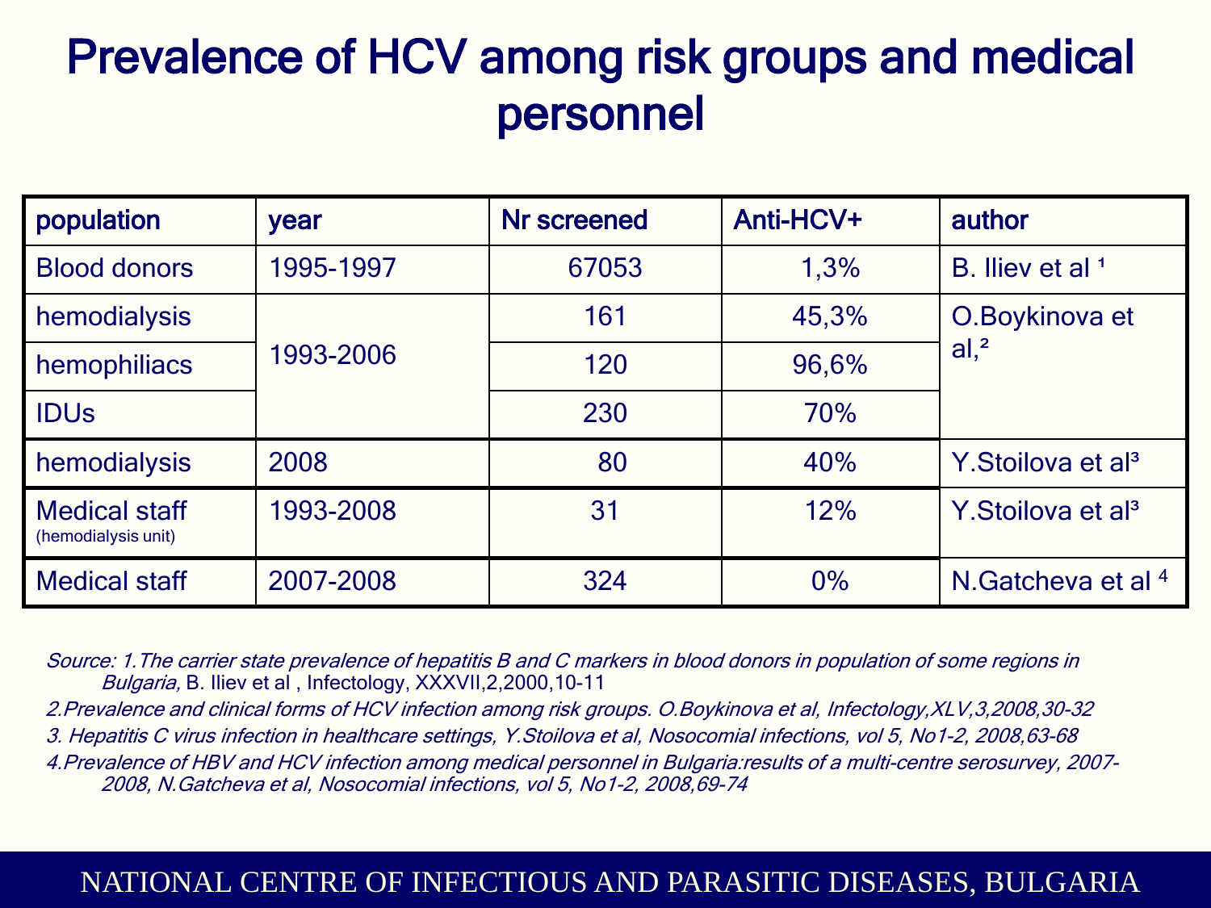# Prevalence of HCV among risk groups and medical personnel

| population | year | Nr screened | Anti-HCV+ | author |
|---|---|---|---|---|
| Blood donors | 1995-1997 | 67053 | 1,3% | B. Iliev et al [1] |
| hemodialysis | 1993-2006 | 161 | 45,3% | O.Boykinova et al,[2] |
| hemophiliacs | | 120 | 96,6% | |
| IDUs | | 230 | 70% | |
| hemodialysis | 2008 | 80 | 40% | Y.Stoilova et al[3] |
| Medical staff (hemodialysis unit) | 1993-2008 | 31 | 12% | Y.Stoilova et al[3] |
| Medical staff | 2007-2008 | 324 | 0% | N.Gatcheva et al [4] |

*Source: 1.The carrier state prevalence of hepatitis B and C markers in blood donors in population of some regions in Bulgaria,* B. Iliev et al , Infectology, XXXVII,2,2000,10-11

*2.Prevalence and clinical forms of HCV infection among risk groups. O.Boykinova et al, Infectology,XLV,3,2008,30-32*

*3. Hepatitis C virus infection in healthcare settings, Y.Stoilova et al, Nosocomial infections, vol 5, No1-2, 2008,63-68*

*4.Prevalence of HBV and HCV infection among medical personnel in Bulgaria:results of a multi-centre serosurvey, 2007-2008, N.Gatcheva et al, Nosocomial infections, vol 5, No1-2, 2008,69-74*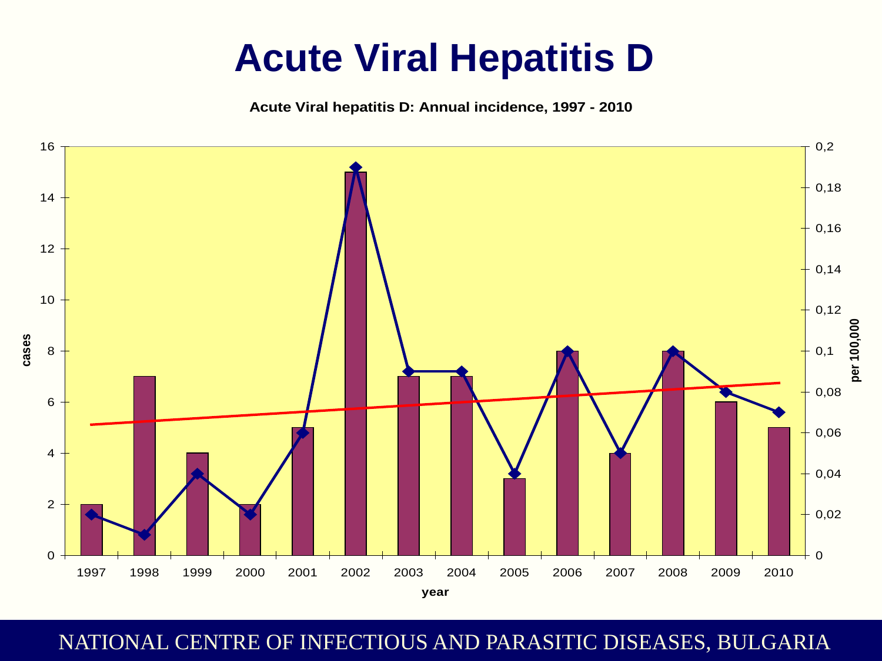# Acute Viral Hepatitis D

**Acute Viral hepatitis D: Annual incidence, 1997 - 2010**

| year | cases | per 100,000 |
|---|---|---|
| 1997 | 2 | 0,02 |
| 1998 | 7 | 0,01 |
| 1999 | 4 | 0,04 |
| 2000 | 2 | 0,02 |
| 2001 | 5 | 0,06 |
| 2002 | 15 | 0,19 |
| 2003 | 7 | 0,09 |
| 2004 | 7 | 0,09 |
| 2005 | 3 | 0,04 |
| 2006 | 8 | 0,1 |
| 2007 | 4 | 0,05 |
| 2008 | 8 | 0,1 |
| 2009 | 6 | 0,08 |
| 2010 | 5 | 0,07 |

NATIONAL CENTRE OF INFECTIOUS AND PARASITIC DISEASES, BULGARIA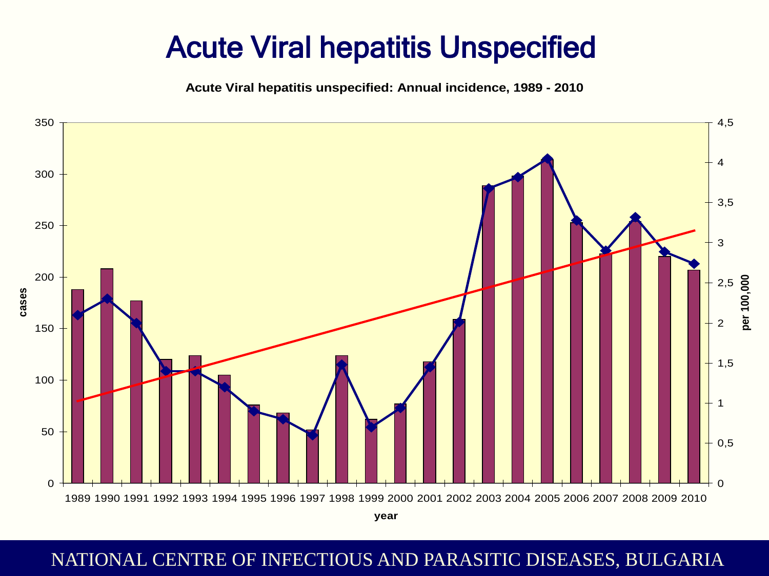# Acute Viral hepatitis Unspecified

**Acute Viral hepatitis unspecified: Annual incidence, 1989 - 2010**

cases

350
300
250
200
150
100
50
0

1989 1990 1991 1992 1993 1994 1995 1996 1997 1998 1999 2000 2001 2002 2003 2004 2005 2006 2007 2008 2009 2010

year

per 100,000

4,5
4
3,5
3
2,5
2
1,5
1
0,5
0

NATIONAL CENTRE OF INFECTIOUS AND PARASITIC DISEASES, BULGARIA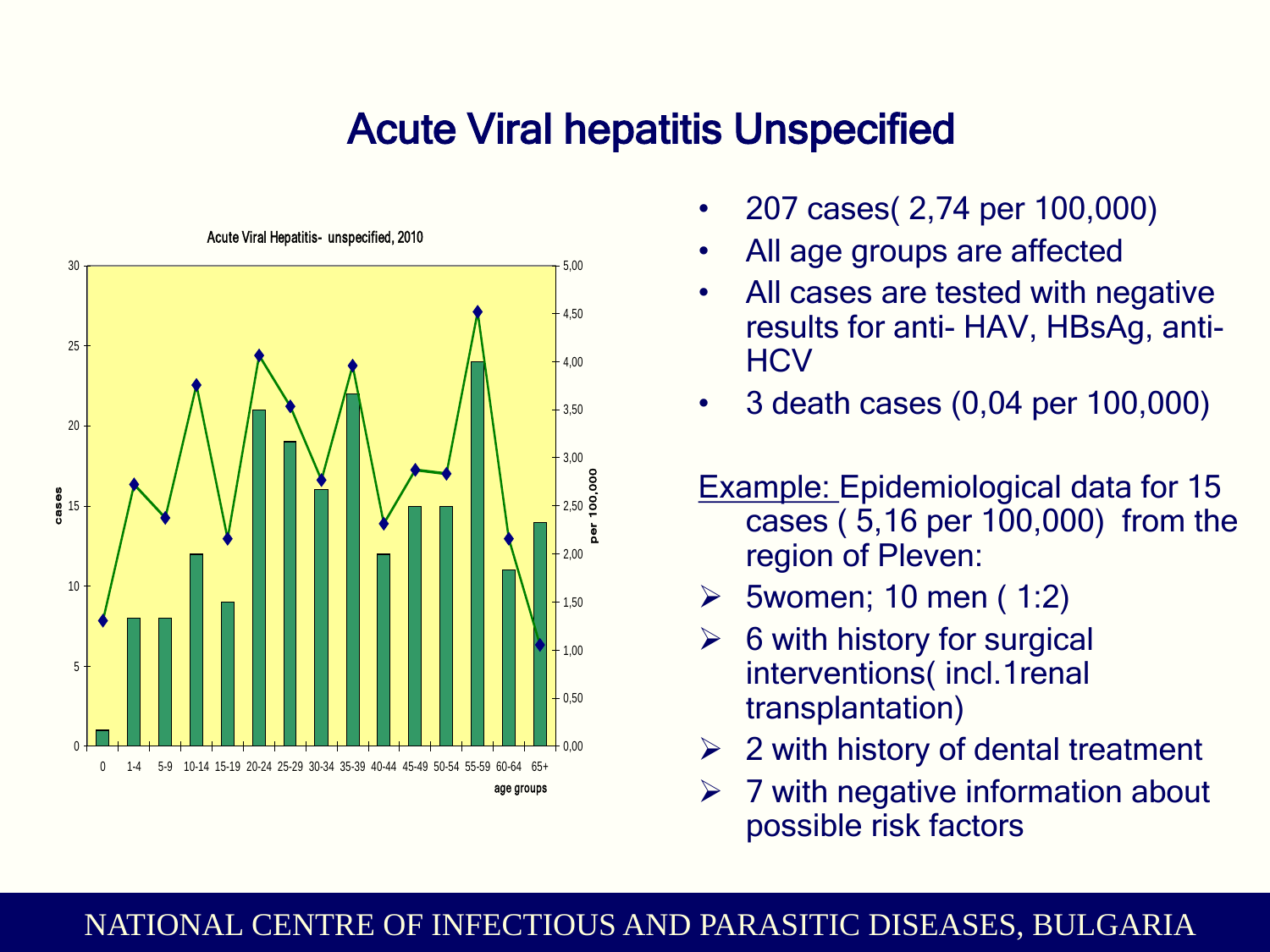# Acute Viral hepatitis Unspecified

Acute Viral Hepatitis- unspecified, 2010

cases

per 100,000

0 5 10 15 20 25 30

0,00 0,50 1,00 1,50 2,00 2,50 3,00 3,50 4,00 4,50 5,00

0 1-4 5-9 10-14 15-19 20-24 25-29 30-34 35-39 40-44 45-49 50-54 55-59 60-64 65+

age groups

- 207 cases( 2,74 per 100,000)
- All age groups are affected
- All cases are tested with negative results for anti- HAV, HBsAg, anti-HCV
- 3 death cases (0,04 per 100,000)

Example: Epidemiological data for 15 cases ( 5,16 per 100,000) from the region of Pleven:

- 5women; 10 men ( 1:2)
- 6 with history for surgical interventions( incl.1renal transplantation)
- 2 with history of dental treatment
- 7 with negative information about possible risk factors